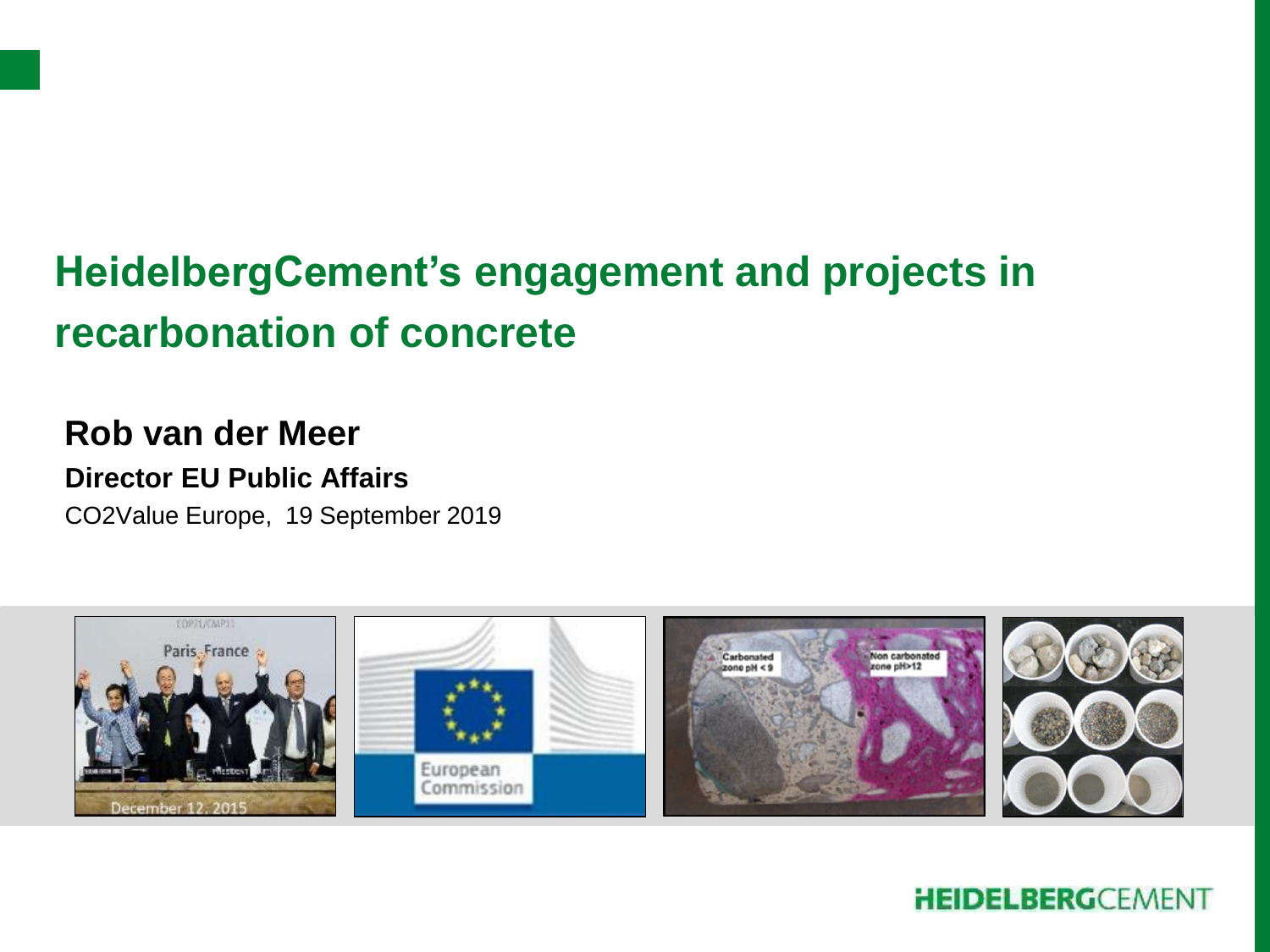# HeidelbergCement's engagement and projects in recarbonation of concrete

**Rob van der Meer**

**Director EU Public Affairs**

CO2Value Europe, 19 September 2019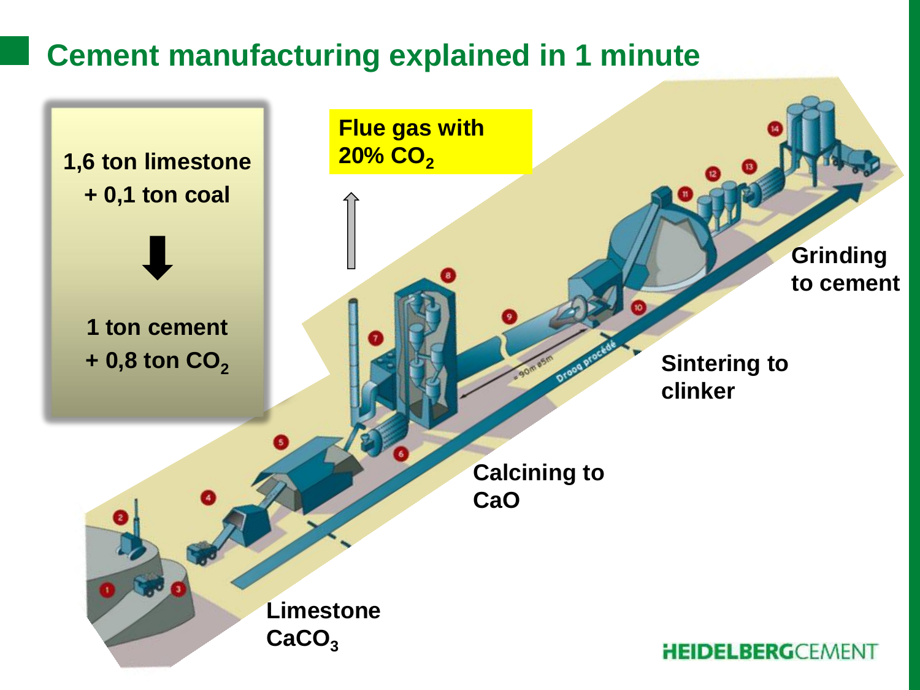# Cement manufacturing explained in 1 minute

1,6 ton limestone
+ 0,1 ton coal

⬇

1 ton cement
+ 0,8 ton $CO_2$

Flue gas with 20% $CO_2$

Limestone $CaCO_3$

Calcining to CaO

Sintering to clinker

Grinding to cement

HEIDELBERGCEMENT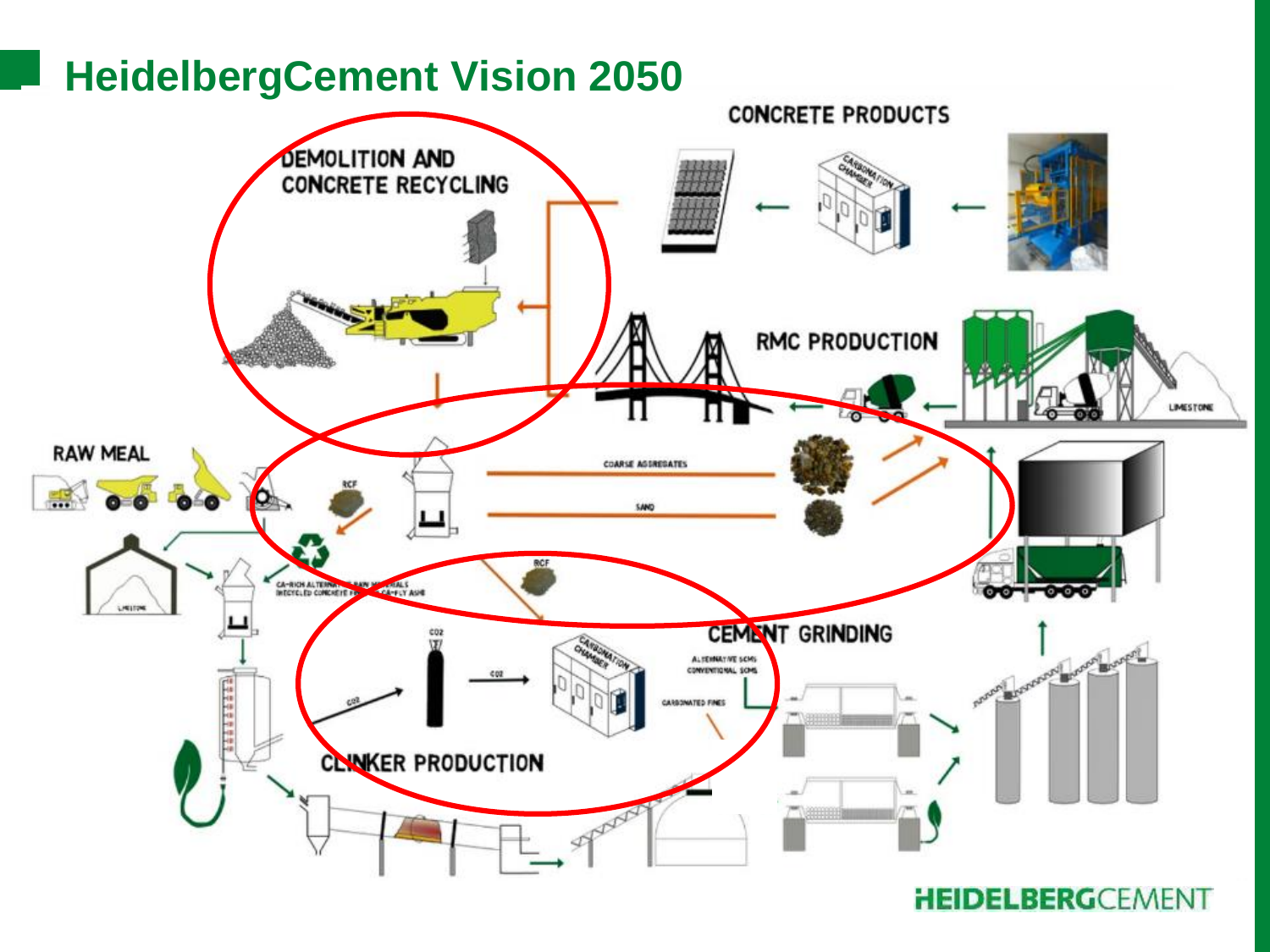# HeidelbergCement Vision 2050

CONCRETE PRODUCTS

DEMOLITION AND CONCRETE RECYCLING

RMC PRODUCTION

LIMESTONE

RAW MEAL

RCF

COARSE AGGREGATES

SAND

LIMESTONE

CA-RICH ALTERNATIVE RAW MATERIALS (RECYCLED CONCRETE FINES, CA-FLY ASH)

RCF

$CO_2$

$CO_2$

$CO_2$

CARBONATION CHAMBER

CEMENT GRINDING

ALTERNATIVE SCMS

CONVENTIONAL SCMS

CARBONATED FINES

CLINKER PRODUCTION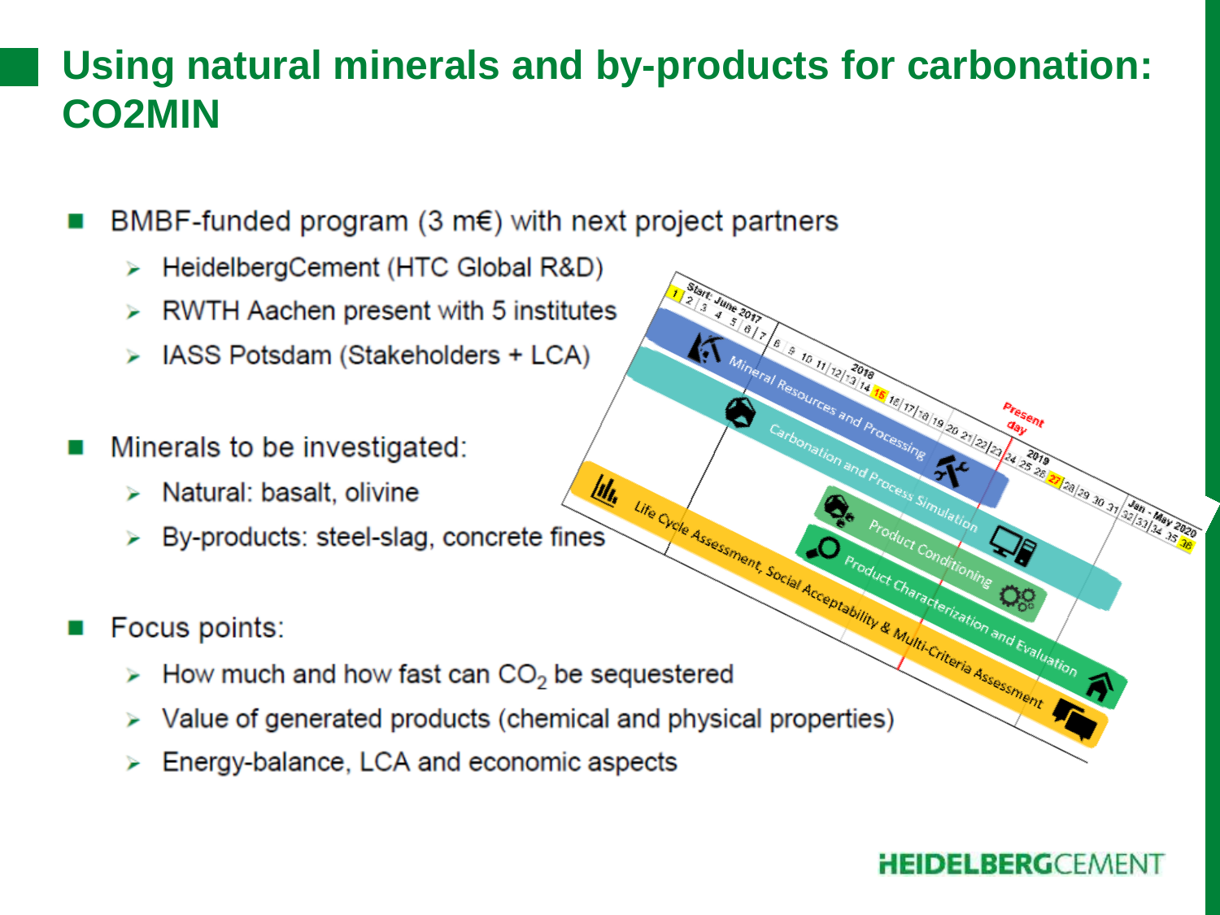# Using natural minerals and by-products for carbonation: CO2MIN

- BMBF-funded program (3 m€) with next project partners
  - HeidelbergCement (HTC Global R&D)
  - RWTH Aachen present with 5 institutes
  - IASS Potsdam (Stakeholders + LCA)
- Minerals to be investigated:
  - Natural: basalt, olivine
  - By-products: steel-slag, concrete fines
- Focus points:
  - How much and how fast can $CO_2$ be sequestered
  - Value of generated products (chemical and physical properties)
  - Energy-balance, LCA and economic aspects

Start: June 2017 | 2018 | 2019 | Jan - May 2020 | Present day

- Mineral Resources and Processing
- Carbonation and Process Simulation
- Product Conditioning
- Product Characterization and Evaluation
- Life Cycle Assessment, Social Acceptability & Multi-Criteria Assessment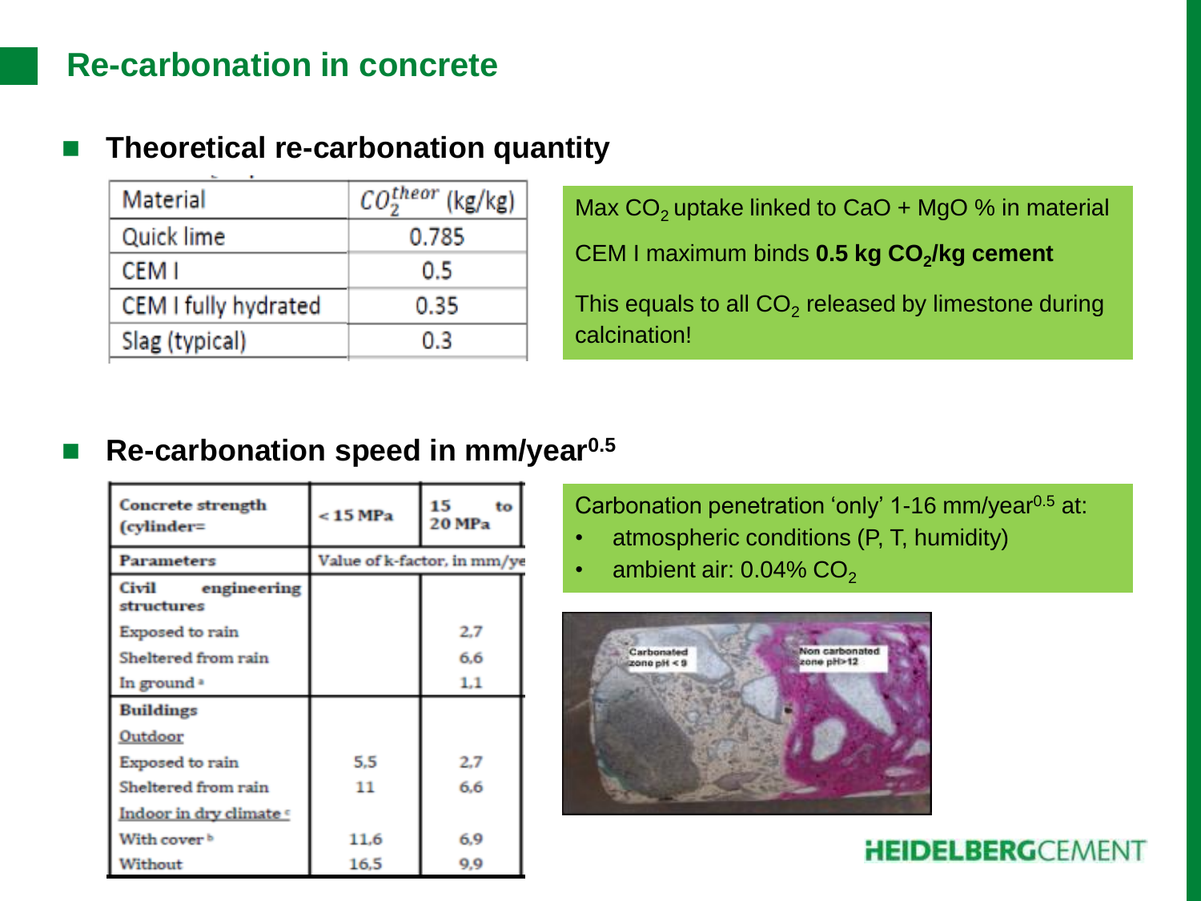# Re-carbonation in concrete

## Theoretical re-carbonation quantity

| Material | $CO_2^{theor}$ (kg/kg) |
|---|---|
| Quick lime | 0.785 |
| CEM I | 0.5 |
| CEM I fully hydrated | 0.35 |
| Slag (typical) | 0.3 |

Max $CO_2$ uptake linked to CaO + MgO % in material

CEM I maximum binds **0.5 kg $CO_2$/kg cement**

This equals to all $CO_2$ released by limestone during calcination!

## Re-carbonation speed in mm/year$^{0.5}$

| Concrete strength (cylinder= | < 15 MPa | 15 to 20 MPa |
|---|---|---|
| Parameters | Value of k-factor, in mm/ye | |
| Civil engineering structures | | |
| Exposed to rain | | 2,7 |
| Sheltered from rain | | 6,6 |
| In ground [a] | | 1,1 |
| Buildings | | |
| Outdoor | | |
| Exposed to rain | 5,5 | 2,7 |
| Sheltered from rain | 11 | 6,6 |
| Indoor in dry climate [c] | | |
| With cover [b] | 11,6 | 6,9 |
| Without | 16,5 | 9,9 |

Carbonation penetration 'only' 1-16 mm/year$^{0.5}$ at:

- atmospheric conditions (P, T, humidity)
- ambient air: 0.04% $CO_2$

Carbonated zone pH < 9

Non carbonated zone pH>12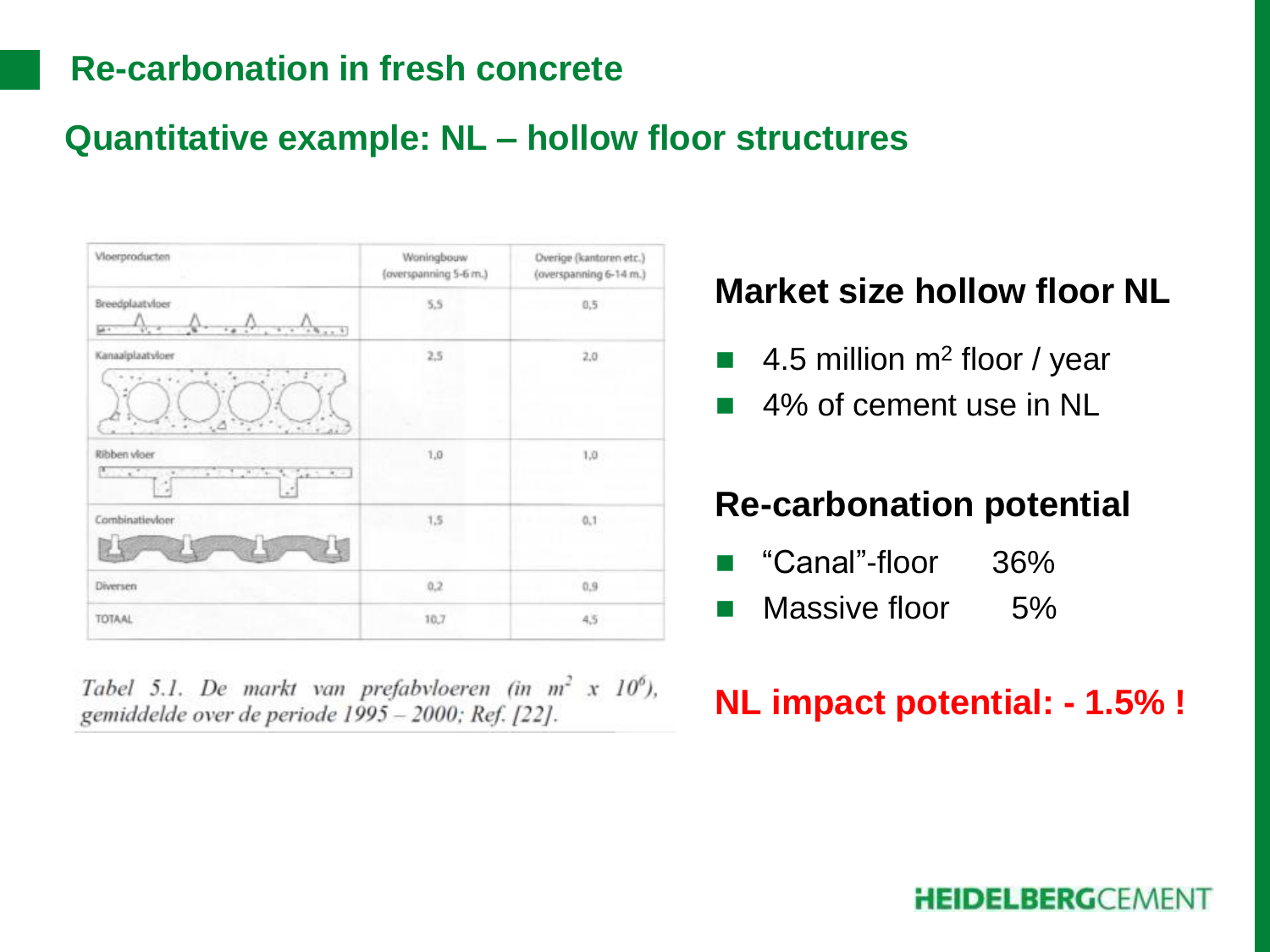# Re-carbonation in fresh concrete

## Quantitative example: NL – hollow floor structures

| Vloerproducten | Woningbouw (overspanning 5-6 m.) | Overige (kantoren etc.) (overspanning 6-14 m.) |
|---|---|---|
| Breedplaatvloer | 5,5 | 0,5 |
| Kanaalplaatvloer | 2,5 | 2,0 |
| Ribben vloer | 1,0 | 1,0 |
| Combinatievloer | 1,5 | 0,1 |
| Diversen | 0,2 | 0,9 |
| TOTAAL | 10,7 | 4,5 |

*Tabel 5.1. De markt van prefabvloeren (in $m^2$ x $10^6$), gemiddelde over de periode 1995 – 2000; Ref. [22].*

### Market size hollow floor NL

- 4.5 million $m^2$ floor / year
- 4% of cement use in NL

### Re-carbonation potential

- "Canal"-floor 36%
- Massive floor 5%

**NL impact potential: - 1.5% !**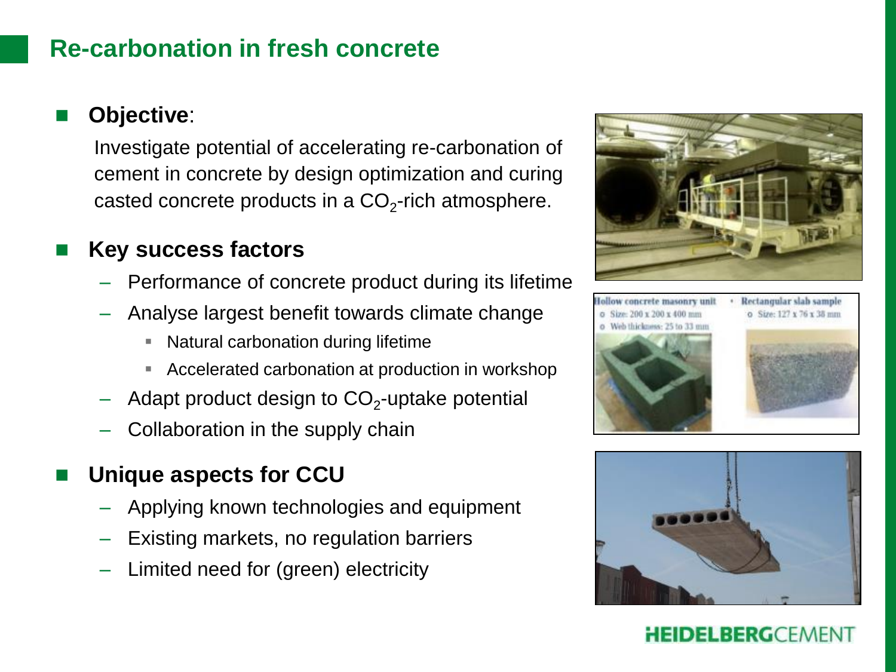# Re-carbonation in fresh concrete

- **Objective**:

  Investigate potential of accelerating re-carbonation of cement in concrete by design optimization and curing casted concrete products in a $CO_2$-rich atmosphere.

- **Key success factors**
  - Performance of concrete product during its lifetime
  - Analyse largest benefit towards climate change
    - Natural carbonation during lifetime
    - Accelerated carbonation at production in workshop
  - Adapt product design to $CO_2$-uptake potential
  - Collaboration in the supply chain

- **Unique aspects for CCU**
  - Applying known technologies and equipment
  - Existing markets, no regulation barriers
  - Limited need for (green) electricity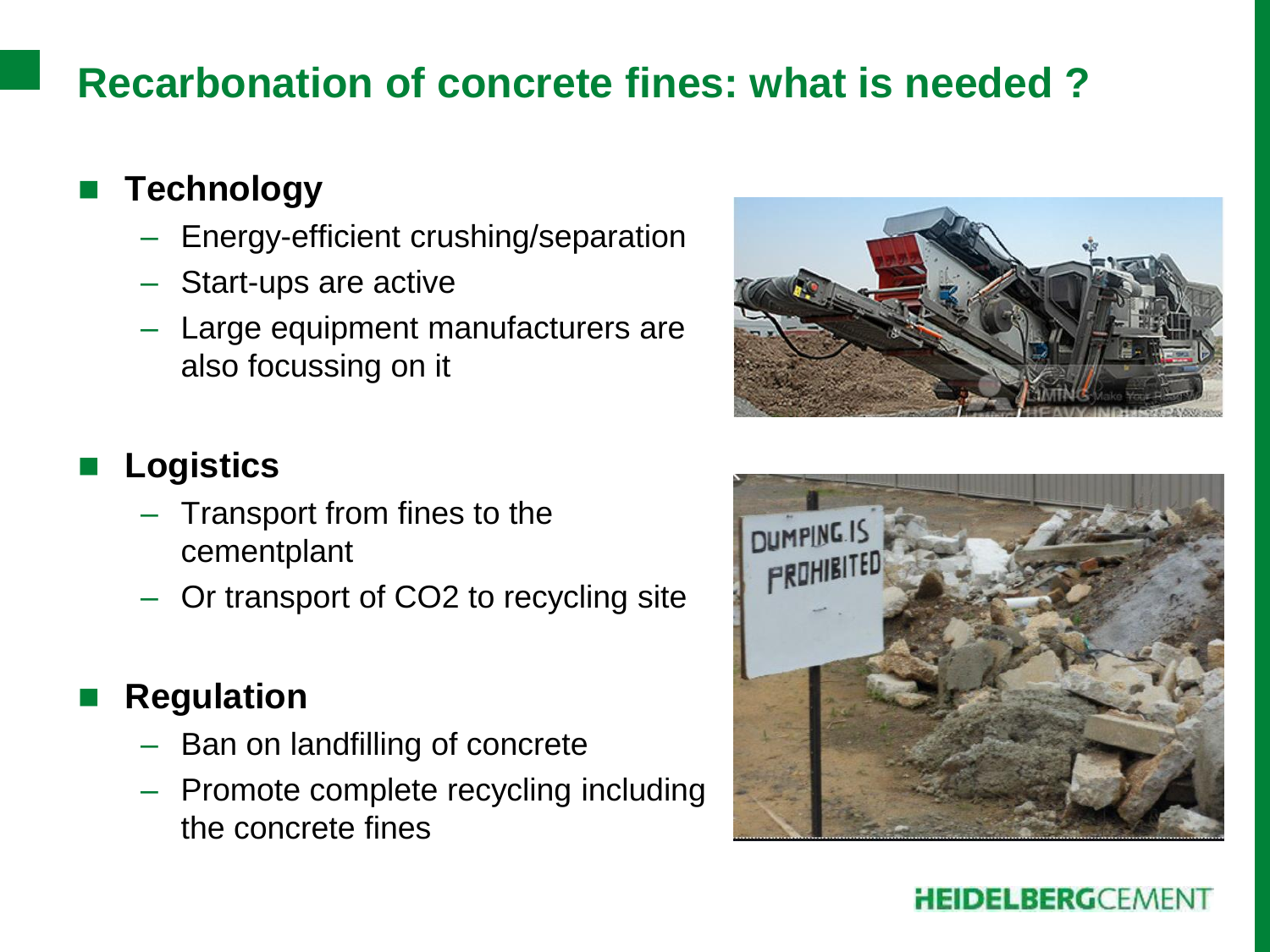# Recarbonation of concrete fines: what is needed ?

- **Technology**
  - Energy-efficient crushing/separation
  - Start-ups are active
  - Large equipment manufacturers are also focussing on it

- **Logistics**
  - Transport from fines to the cementplant
  - Or transport of $CO_2$ to recycling site

- **Regulation**
  - Ban on landfilling of concrete
  - Promote complete recycling including the concrete fines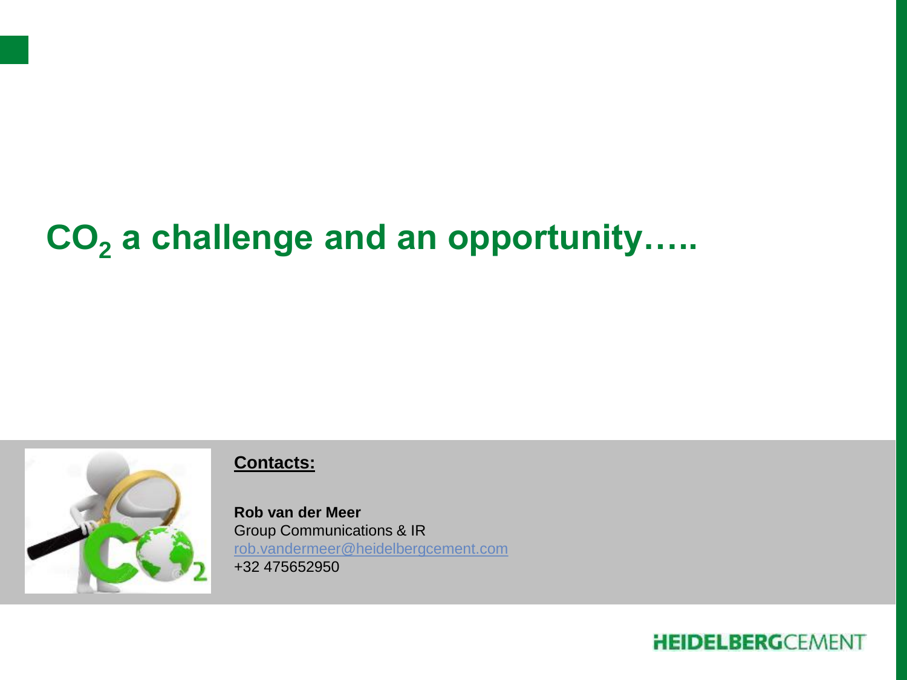# $CO_2$ a challenge and an opportunity…..

**Contacts:**

**Rob van der Meer**
Group Communications & IR
rob.vandermeer@heidelbergcement.com
+32 475652950

HEIDELBERGCEMENT